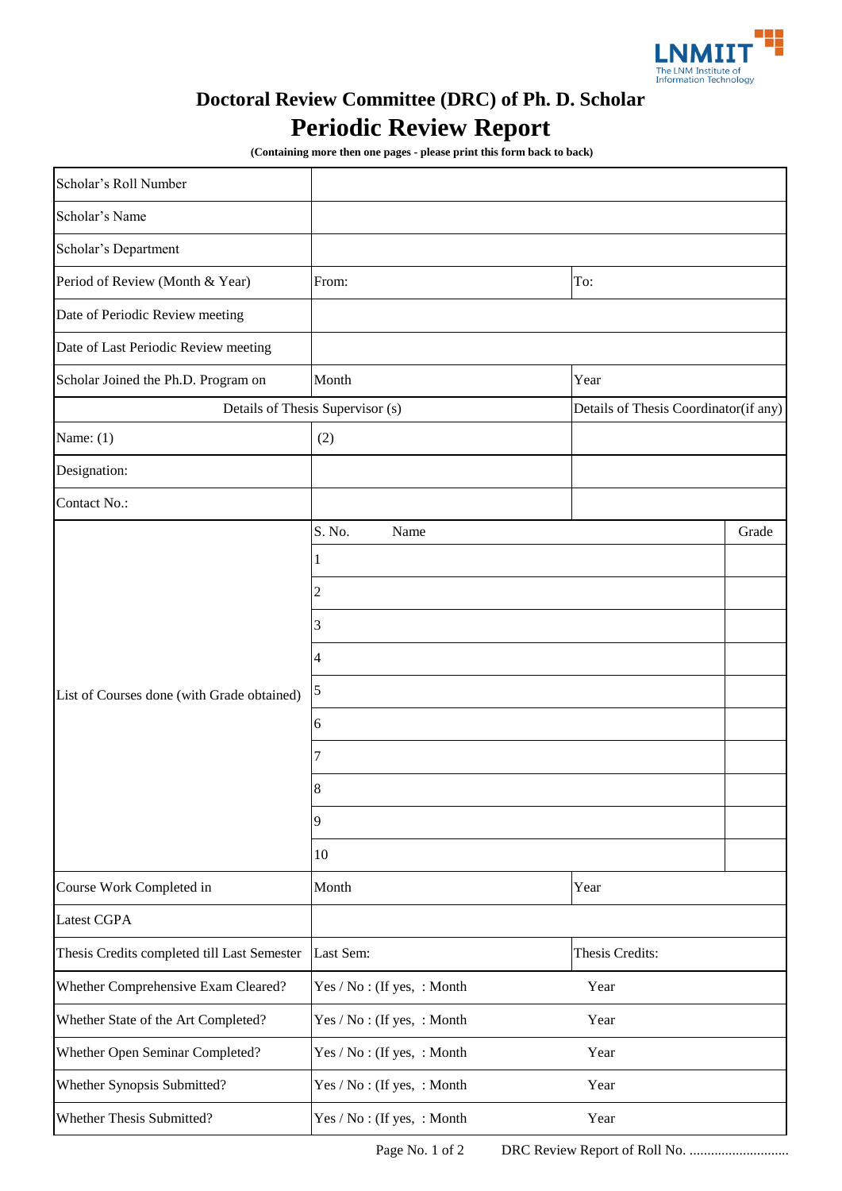LNMIIT
The LNM Institute of Information Technology

# Doctoral Review Committee (DRC) of Ph. D. Scholar

# Periodic Review Report

**(Containing more then one pages - please print this form back to back)**

| | | | |
|---|---|---|---|
| Scholar's Roll Number | | | |
| Scholar's Name | | | |
| Scholar's Department | | | |
| Period of Review (Month & Year) | From: | To: | |
| Date of Periodic Review meeting | | | |
| Date of Last Periodic Review meeting | | | |
| Scholar Joined the Ph.D. Program on | Month | Year | |
| Details of Thesis Supervisor (s) | | Details of Thesis Coordinator(if any) | |
| Name: (1) | (2) | | |
| Designation: | | | |
| Contact No.: | | | |
| List of Courses done (with Grade obtained) | S. No. Name | | Grade |
| | 1 | | |
| | 2 | | |
| | 3 | | |
| | 4 | | |
| | 5 | | |
| | 6 | | |
| | 7 | | |
| | 8 | | |
| | 9 | | |
| | 10 | | |
| Course Work Completed in | Month | Year | |
| Latest CGPA | | | |
| Thesis Credits completed till Last Semester | Last Sem: | Thesis Credits: | |
| Whether Comprehensive Exam Cleared? | Yes / No : (If yes, : Month | Year | |
| Whether State of the Art Completed? | Yes / No : (If yes, : Month | Year | |
| Whether Open Seminar Completed? | Yes / No : (If yes, : Month | Year | |
| Whether Synopsis Submitted? | Yes / No : (If yes, : Month | Year | |
| Whether Thesis Submitted? | Yes / No : (If yes, : Month | Year | |

DRC Review Report of Roll No. ............................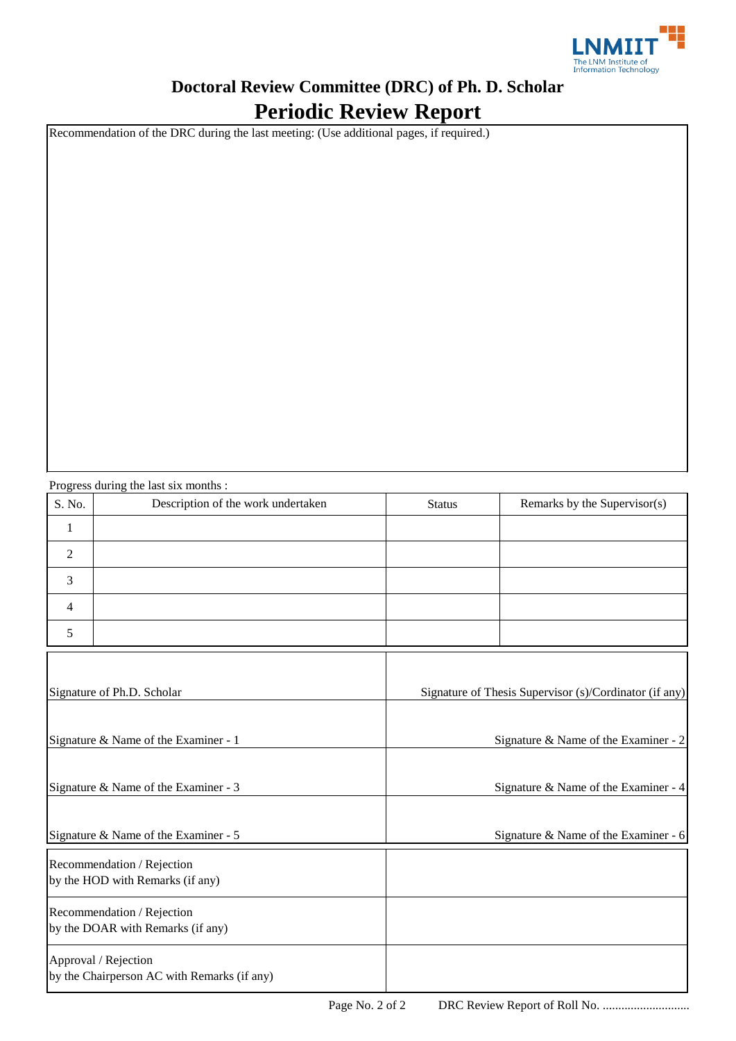LNMIIT
The LNM Institute of Information Technology

## Doctoral Review Committee (DRC) of Ph. D. Scholar

# Periodic Review Report

Recommendation of the DRC during the last meeting: (Use additional pages, if required.)

Progress during the last six months :

| S. No. | Description of the work undertaken | Status | Remarks by the Supervisor(s) |
|---|---|---|---|
| 1 | | | |
| 2 | | | |
| 3 | | | |
| 4 | | | |
| 5 | | | |

| | |
|---|---|
| Signature of Ph.D. Scholar | Signature of Thesis Supervisor (s)/Cordinator (if any) |
| Signature & Name of the Examiner - 1 | Signature & Name of the Examiner - 2 |
| Signature & Name of the Examiner - 3 | Signature & Name of the Examiner - 4 |
| Signature & Name of the Examiner - 5 | Signature & Name of the Examiner - 6 |

| | |
|---|---|
| Recommendation / Rejection by the HOD with Remarks (if any) | |
| Recommendation / Rejection by the DOAR with Remarks (if any) | |
| Approval / Rejection by the Chairperson AC with Remarks (if any) | |

DRC Review Report of Roll No. ............................